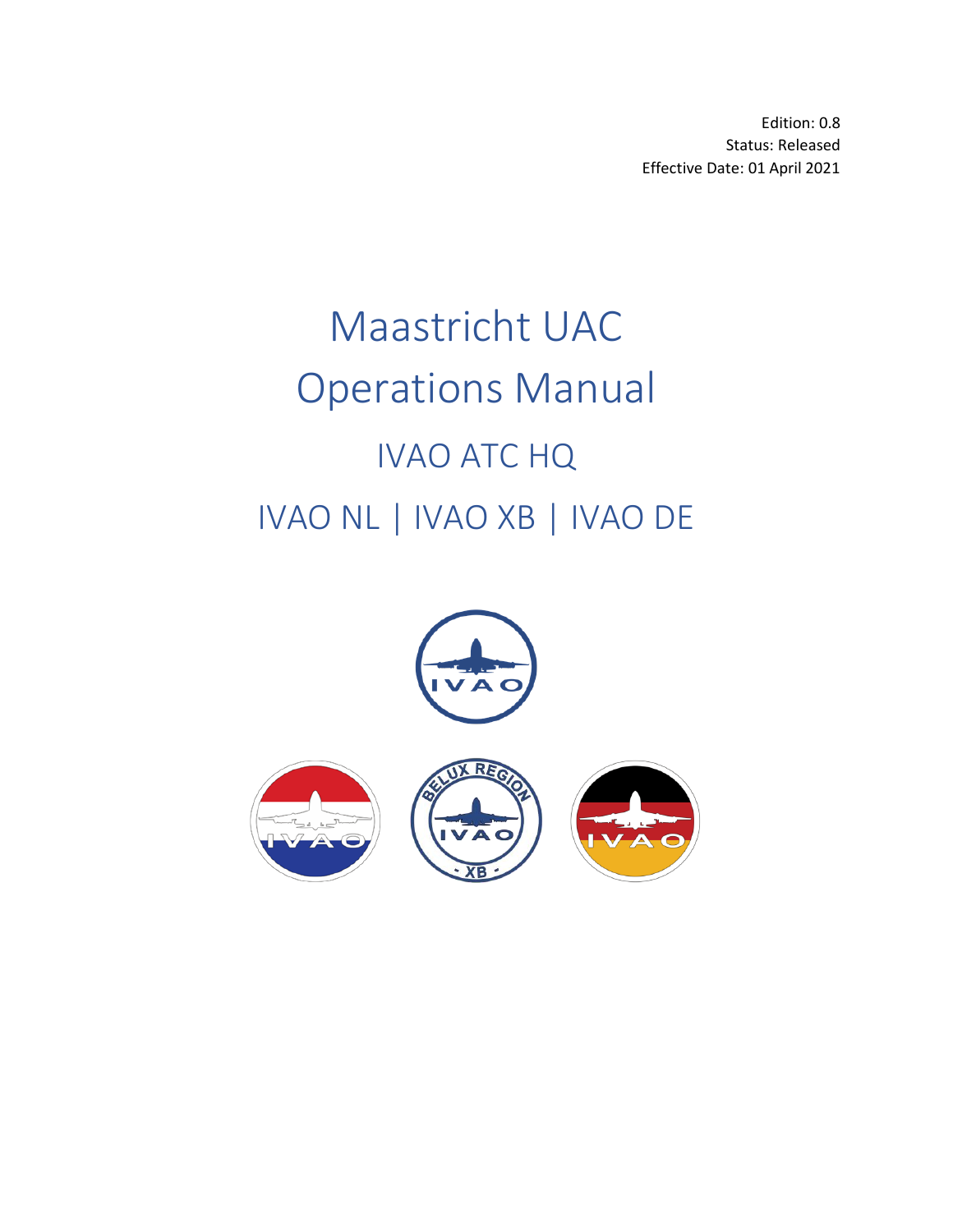Edition: 0.8
Status: Released
Effective Date: 01 April 2021

# Maastricht UAC Operations Manual

## IVAO ATC HQ

## IVAO NL | IVAO XB | IVAO DE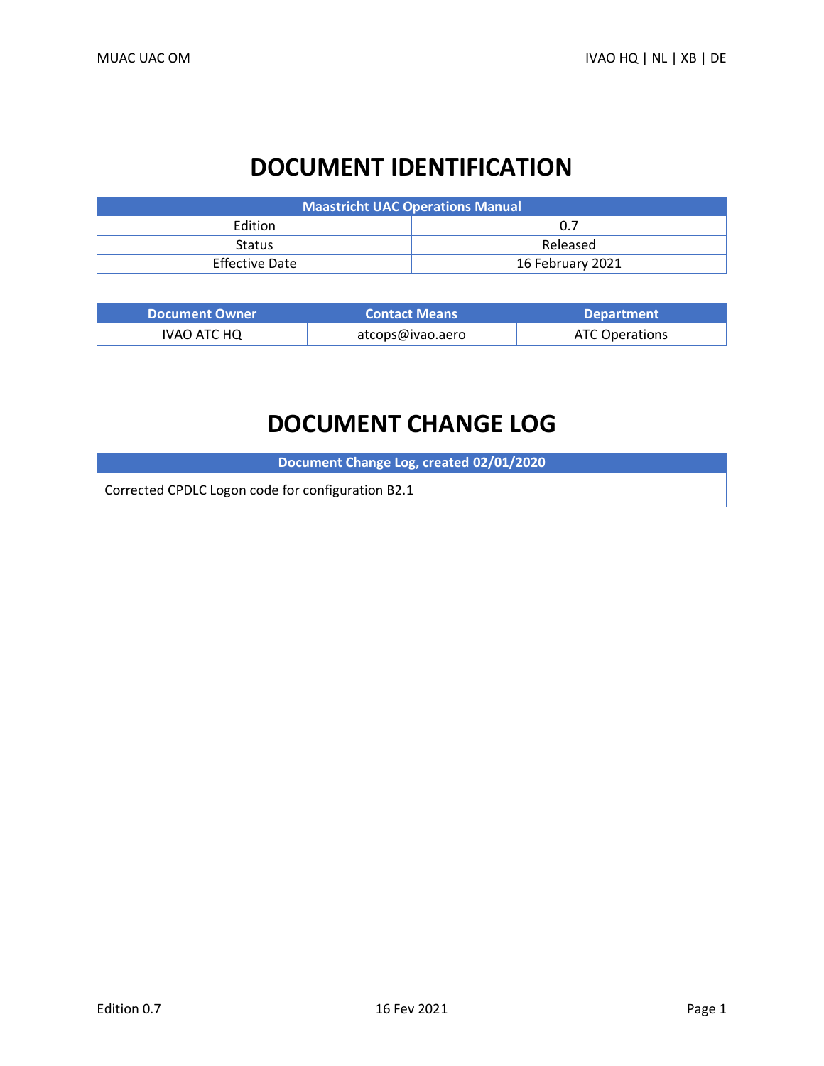# DOCUMENT IDENTIFICATION

| Maastricht UAC Operations Manual | |
|---|---|
| Edition | 0.7 |
| Status | Released |
| Effective Date | 16 February 2021 |

| Document Owner | Contact Means | Department |
|---|---|---|
| IVAO ATC HQ | atcops@ivao.aero | ATC Operations |

# DOCUMENT CHANGE LOG

| Document Change Log, created 02/01/2020 |
|---|
| Corrected CPDLC Logon code for configuration B2.1 |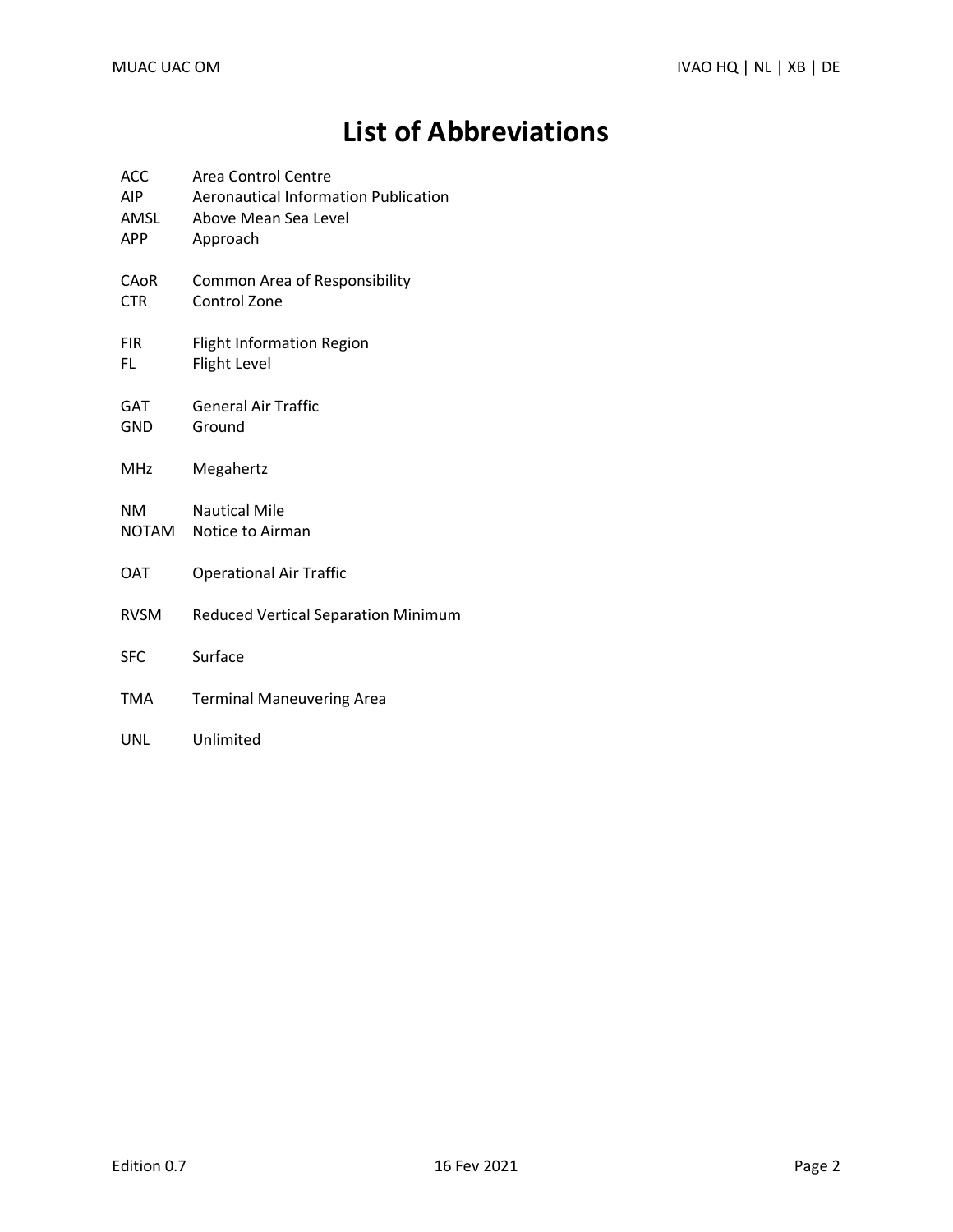# List of Abbreviations

| | |
|---|---|
| ACC | Area Control Centre |
| AIP | Aeronautical Information Publication |
| AMSL | Above Mean Sea Level |
| APP | Approach |
| CAoR | Common Area of Responsibility |
| CTR | Control Zone |
| FIR | Flight Information Region |
| FL | Flight Level |
| GAT | General Air Traffic |
| GND | Ground |
| MHz | Megahertz |
| NM | Nautical Mile |
| NOTAM | Notice to Airman |
| OAT | Operational Air Traffic |
| RVSM | Reduced Vertical Separation Minimum |
| SFC | Surface |
| TMA | Terminal Maneuvering Area |
| UNL | Unlimited |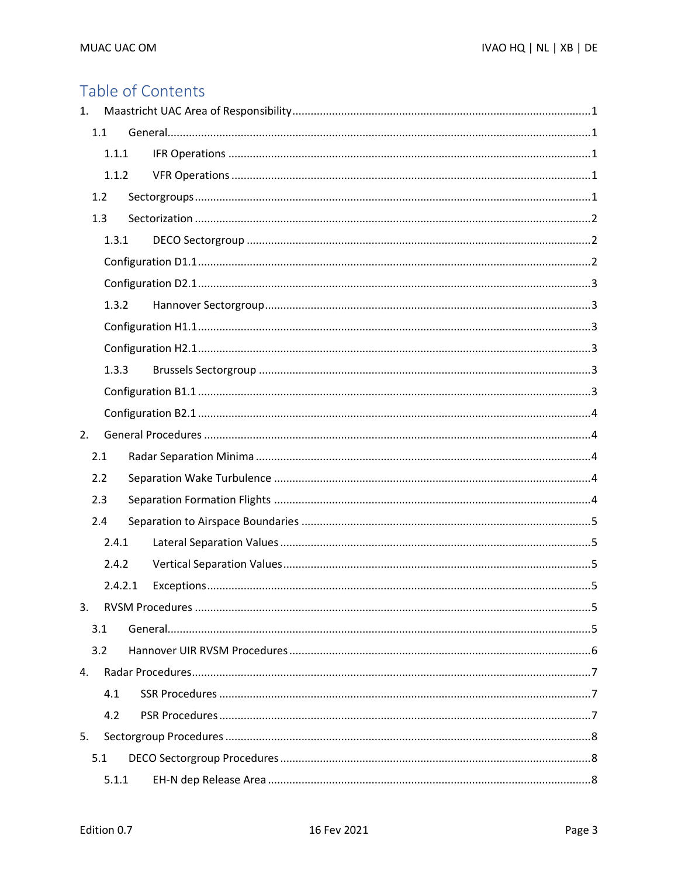# Table of Contents

1. Maastricht UAC Area of Responsibility ........ 1
   - 1.1 General ........ 1
     - 1.1.1 IFR Operations ........ 1
     - 1.1.2 VFR Operations ........ 1
   - 1.2 Sectorgroups ........ 1
   - 1.3 Sectorization ........ 2
     - 1.3.1 DECO Sectorgroup ........ 2
     - Configuration D1.1 ........ 2
     - Configuration D2.1 ........ 3
     - 1.3.2 Hannover Sectorgroup ........ 3
     - Configuration H1.1 ........ 3
     - Configuration H2.1 ........ 3
     - 1.3.3 Brussels Sectorgroup ........ 3
     - Configuration B1.1 ........ 3
     - Configuration B2.1 ........ 4
2. General Procedures ........ 4
   - 2.1 Radar Separation Minima ........ 4
   - 2.2 Separation Wake Turbulence ........ 4
   - 2.3 Separation Formation Flights ........ 4
   - 2.4 Separation to Airspace Boundaries ........ 5
     - 2.4.1 Lateral Separation Values ........ 5
     - 2.4.2 Vertical Separation Values ........ 5
     - 2.4.2.1 Exceptions ........ 5
3. RVSM Procedures ........ 5
   - 3.1 General ........ 5
   - 3.2 Hannover UIR RVSM Procedures ........ 6
4. Radar Procedures ........ 7
   - 4.1 SSR Procedures ........ 7
   - 4.2 PSR Procedures ........ 7
5. Sectorgroup Procedures ........ 8
   - 5.1 DECO Sectorgroup Procedures ........ 8
     - 5.1.1 EH-N dep Release Area ........ 8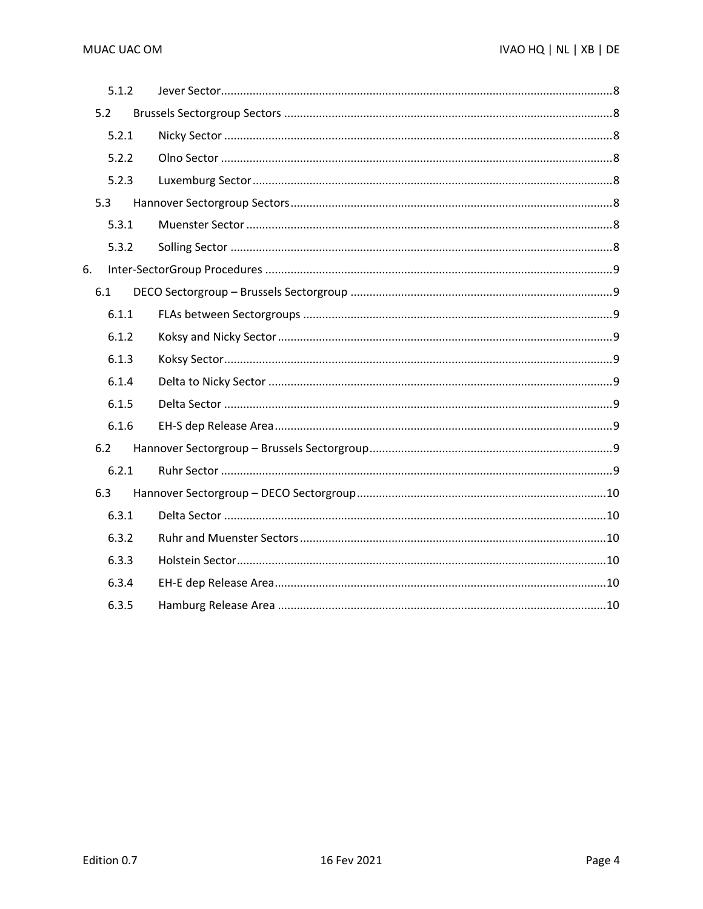- 5.1.2 Jever Sector ........ 8
- 5.2 Brussels Sectorgroup Sectors ........ 8
  - 5.2.1 Nicky Sector ........ 8
  - 5.2.2 Olno Sector ........ 8
  - 5.2.3 Luxemburg Sector ........ 8
- 5.3 Hannover Sectorgroup Sectors ........ 8
  - 5.3.1 Muenster Sector ........ 8
  - 5.3.2 Solling Sector ........ 8

6. Inter-SectorGroup Procedures ........ 9
- 6.1 DECO Sectorgroup – Brussels Sectorgroup ........ 9
  - 6.1.1 FLAs between Sectorgroups ........ 9
  - 6.1.2 Koksy and Nicky Sector ........ 9
  - 6.1.3 Koksy Sector ........ 9
  - 6.1.4 Delta to Nicky Sector ........ 9
  - 6.1.5 Delta Sector ........ 9
  - 6.1.6 EH-S dep Release Area ........ 9
- 6.2 Hannover Sectorgroup – Brussels Sectorgroup ........ 9
  - 6.2.1 Ruhr Sector ........ 9
- 6.3 Hannover Sectorgroup – DECO Sectorgroup ........ 10
  - 6.3.1 Delta Sector ........ 10
  - 6.3.2 Ruhr and Muenster Sectors ........ 10
  - 6.3.3 Holstein Sector ........ 10
  - 6.3.4 EH-E dep Release Area ........ 10
  - 6.3.5 Hamburg Release Area ........ 10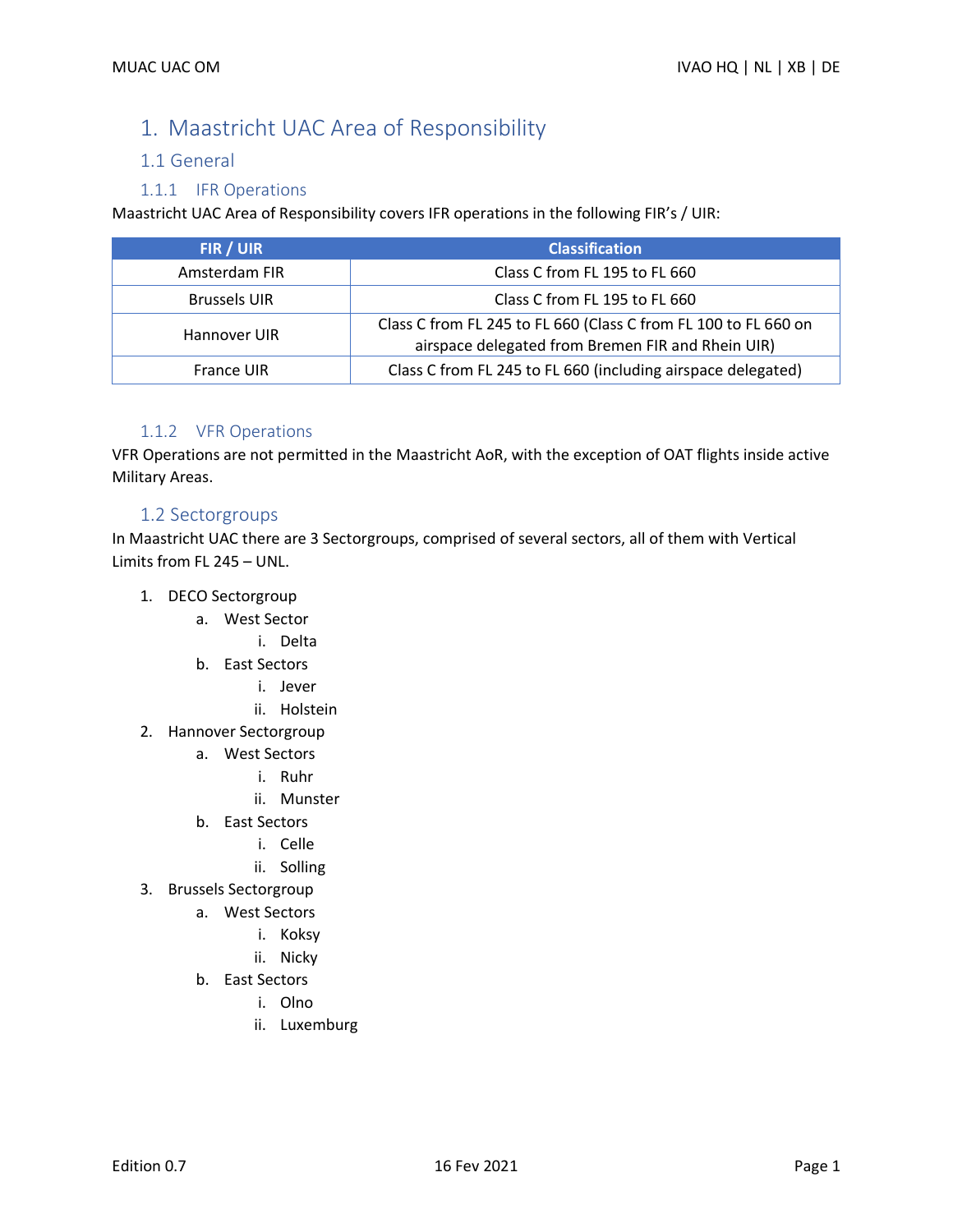# 1. Maastricht UAC Area of Responsibility

## 1.1 General

### 1.1.1 IFR Operations

Maastricht UAC Area of Responsibility covers IFR operations in the following FIR's / UIR:

| FIR / UIR | Classification |
|---|---|
| Amsterdam FIR | Class C from FL 195 to FL 660 |
| Brussels UIR | Class C from FL 195 to FL 660 |
| Hannover UIR | Class C from FL 245 to FL 660 (Class C from FL 100 to FL 660 on airspace delegated from Bremen FIR and Rhein UIR) |
| France UIR | Class C from FL 245 to FL 660 (including airspace delegated) |

### 1.1.2 VFR Operations

VFR Operations are not permitted in the Maastricht AoR, with the exception of OAT flights inside active Military Areas.

## 1.2 Sectorgroups

In Maastricht UAC there are 3 Sectorgroups, comprised of several sectors, all of them with Vertical Limits from FL 245 – UNL.

1. DECO Sectorgroup
   a. West Sector
      i. Delta
   b. East Sectors
      i. Jever
      ii. Holstein
2. Hannover Sectorgroup
   a. West Sectors
      i. Ruhr
      ii. Munster
   b. East Sectors
      i. Celle
      ii. Solling
3. Brussels Sectorgroup
   a. West Sectors
      i. Koksy
      ii. Nicky
   b. East Sectors
      i. Olno
      ii. Luxemburg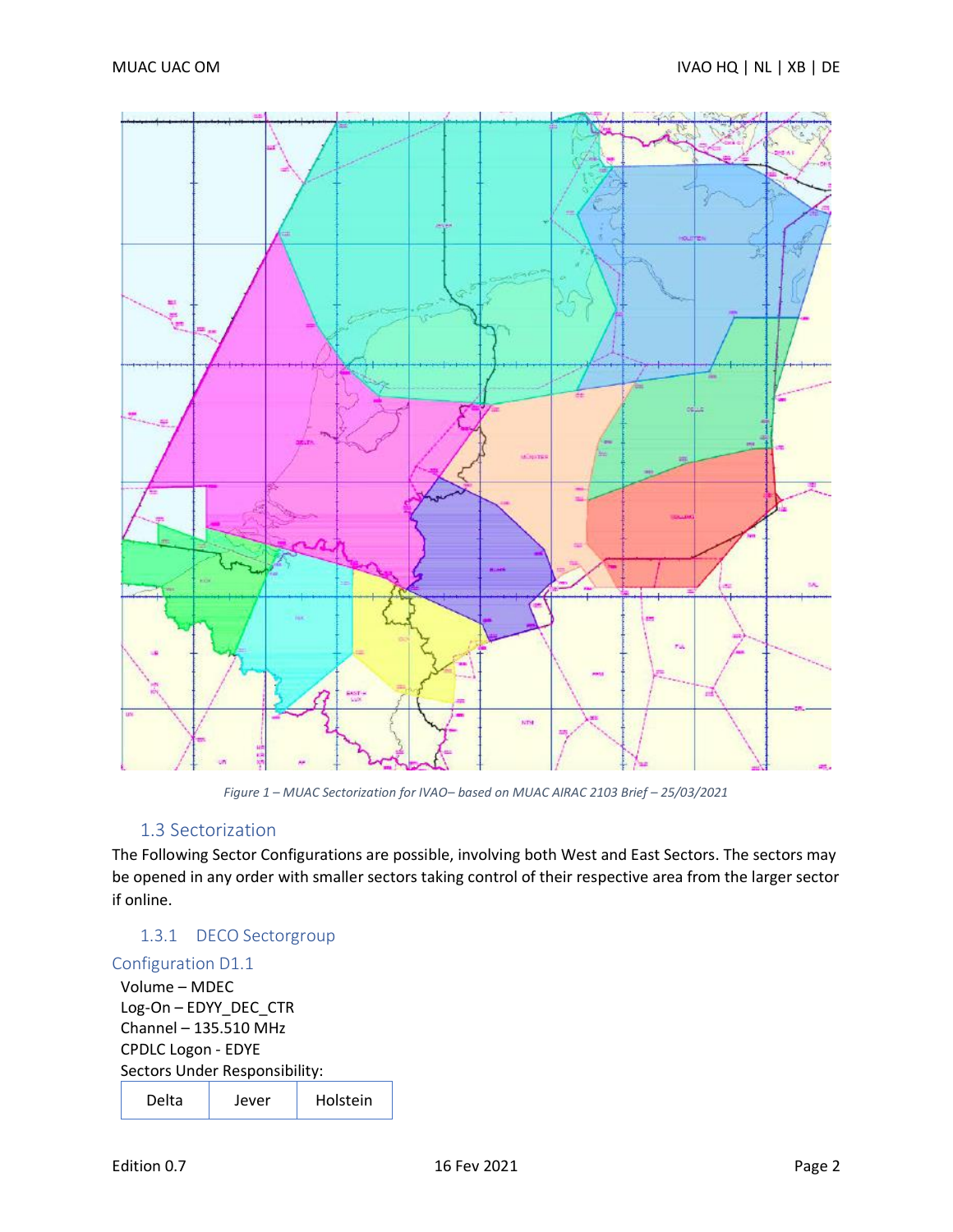*Figure 1 – MUAC Sectorization for IVAO– based on MUAC AIRAC 2103 Brief – 25/03/2021*

## 1.3 Sectorization

The Following Sector Configurations are possible, involving both West and East Sectors. The sectors may be opened in any order with smaller sectors taking control of their respective area from the larger sector if online.

### 1.3.1 DECO Sectorgroup

#### Configuration D1.1

Volume – MDEC
Log-On – EDYY_DEC_CTR
Channel – 135.510 MHz
CPDLC Logon - EDYE
Sectors Under Responsibility:

| Delta | Jever | Holstein |
|---|---|---|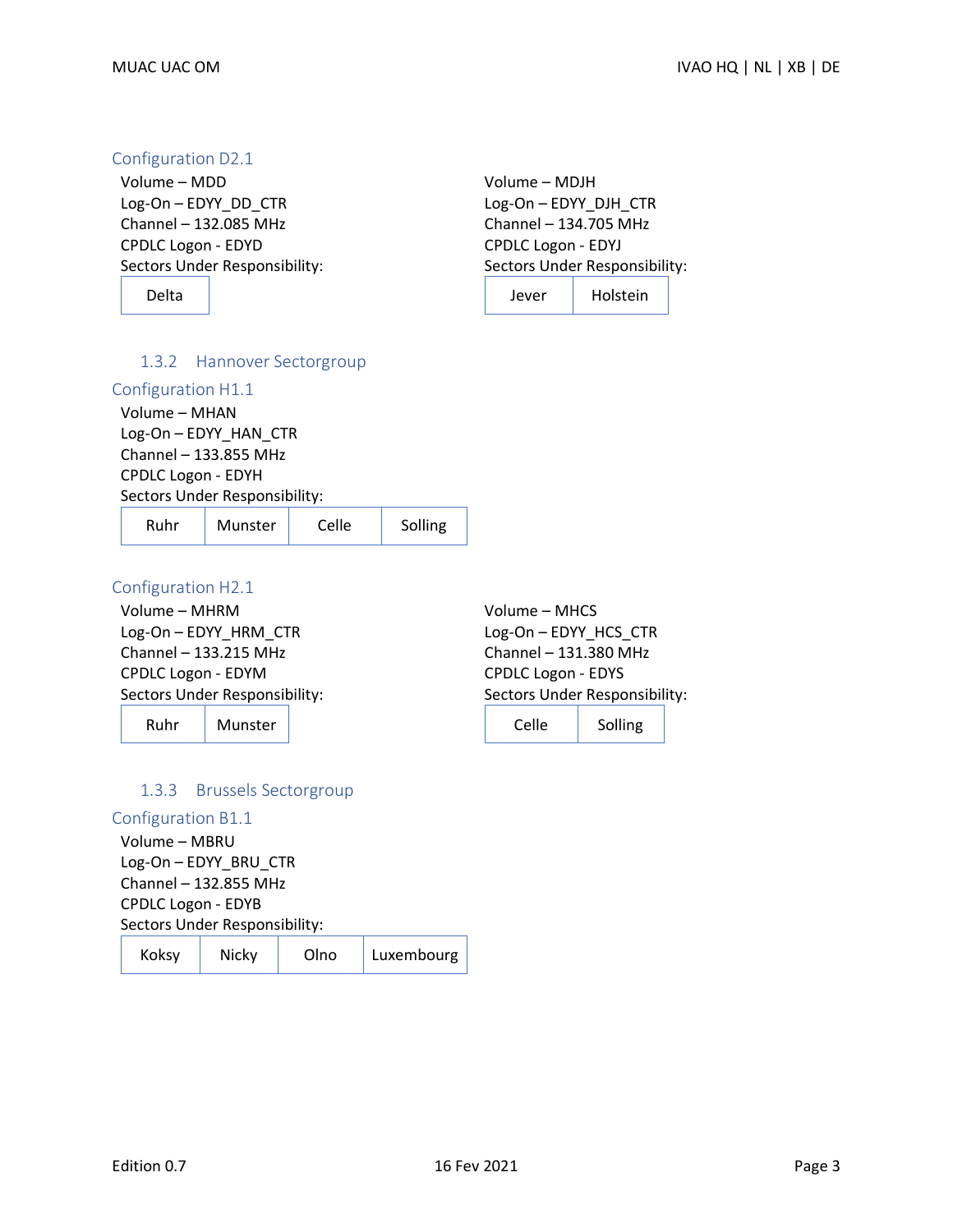#### Configuration D2.1

Volume – MDD
Log-On – EDYY_DD_CTR
Channel – 132.085 MHz
CPDLC Logon - EDYD
Sectors Under Responsibility:

| Delta |
|---|

Volume – MDJH
Log-On – EDYY_DJH_CTR
Channel – 134.705 MHz
CPDLC Logon - EDYJ
Sectors Under Responsibility:

| Jever | Holstein |
|---|---|

### 1.3.2 Hannover Sectorgroup

#### Configuration H1.1

Volume – MHAN
Log-On – EDYY_HAN_CTR
Channel – 133.855 MHz
CPDLC Logon - EDYH
Sectors Under Responsibility:

| Ruhr | Munster | Celle | Solling |
|---|---|---|---|

#### Configuration H2.1

Volume – MHRM
Log-On – EDYY_HRM_CTR
Channel – 133.215 MHz
CPDLC Logon - EDYM
Sectors Under Responsibility:

| Ruhr | Munster |
|---|---|

Volume – MHCS
Log-On – EDYY_HCS_CTR
Channel – 131.380 MHz
CPDLC Logon - EDYS
Sectors Under Responsibility:

| Celle | Solling |
|---|---|

### 1.3.3 Brussels Sectorgroup

#### Configuration B1.1

Volume – MBRU
Log-On – EDYY_BRU_CTR
Channel – 132.855 MHz
CPDLC Logon - EDYB
Sectors Under Responsibility:

| Koksy | Nicky | Olno | Luxembourg |
|---|---|---|---|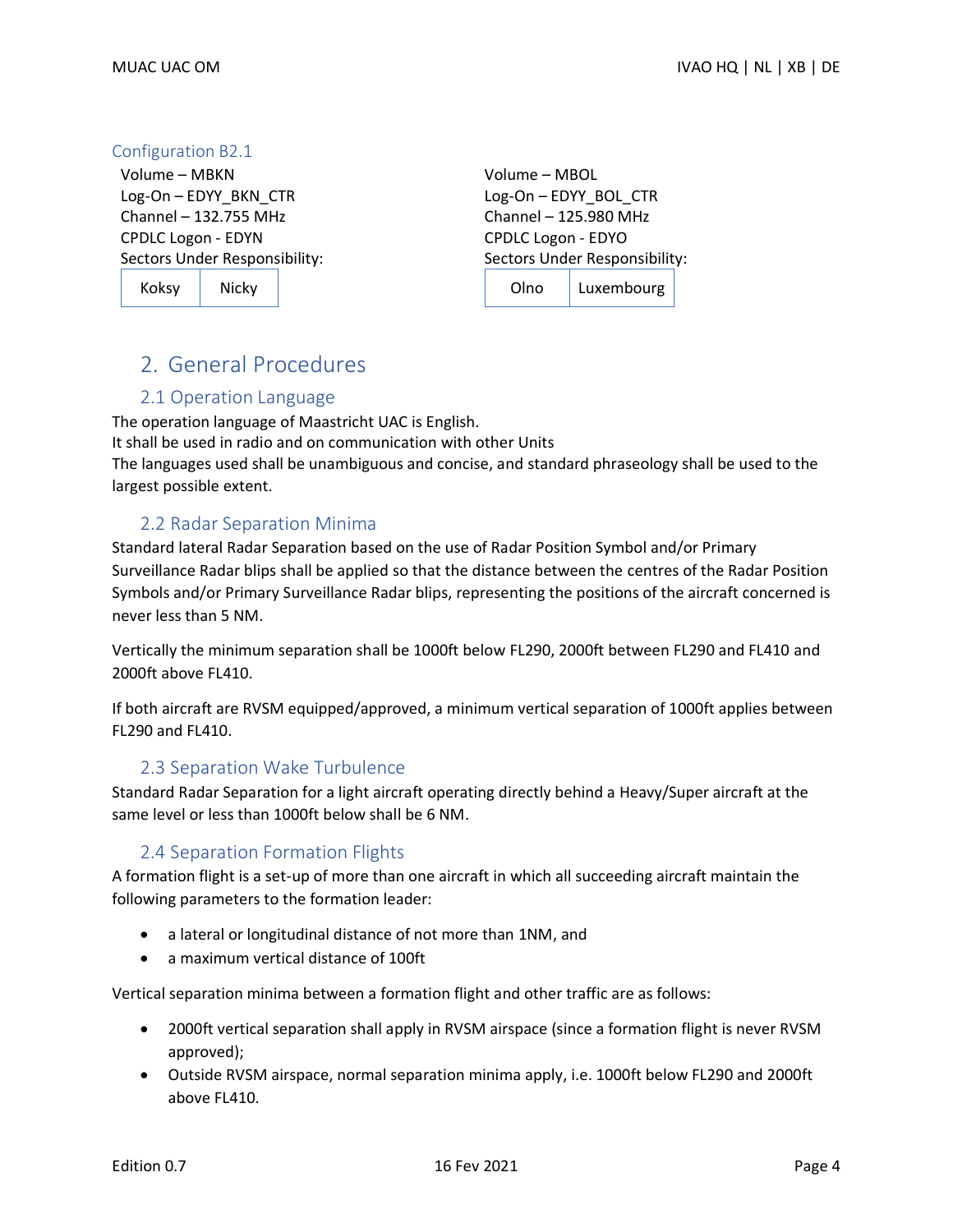### Configuration B2.1

Volume – MBKN
Log-On – EDYY_BKN_CTR
Channel – 132.755 MHz
CPDLC Logon - EDYN
Sectors Under Responsibility:

| Koksy | Nicky |
|---|---|

Volume – MBOL
Log-On – EDYY_BOL_CTR
Channel – 125.980 MHz
CPDLC Logon - EDYO
Sectors Under Responsibility:

| Olno | Luxembourg |
|---|---|

# 2. General Procedures

## 2.1 Operation Language

The operation language of Maastricht UAC is English.
It shall be used in radio and on communication with other Units
The languages used shall be unambiguous and concise, and standard phraseology shall be used to the largest possible extent.

## 2.2 Radar Separation Minima

Standard lateral Radar Separation based on the use of Radar Position Symbol and/or Primary Surveillance Radar blips shall be applied so that the distance between the centres of the Radar Position Symbols and/or Primary Surveillance Radar blips, representing the positions of the aircraft concerned is never less than 5 NM.

Vertically the minimum separation shall be 1000ft below FL290, 2000ft between FL290 and FL410 and 2000ft above FL410.

If both aircraft are RVSM equipped/approved, a minimum vertical separation of 1000ft applies between FL290 and FL410.

## 2.3 Separation Wake Turbulence

Standard Radar Separation for a light aircraft operating directly behind a Heavy/Super aircraft at the same level or less than 1000ft below shall be 6 NM.

## 2.4 Separation Formation Flights

A formation flight is a set-up of more than one aircraft in which all succeeding aircraft maintain the following parameters to the formation leader:

- a lateral or longitudinal distance of not more than 1NM, and
- a maximum vertical distance of 100ft

Vertical separation minima between a formation flight and other traffic are as follows:

- 2000ft vertical separation shall apply in RVSM airspace (since a formation flight is never RVSM approved);
- Outside RVSM airspace, normal separation minima apply, i.e. 1000ft below FL290 and 2000ft above FL410.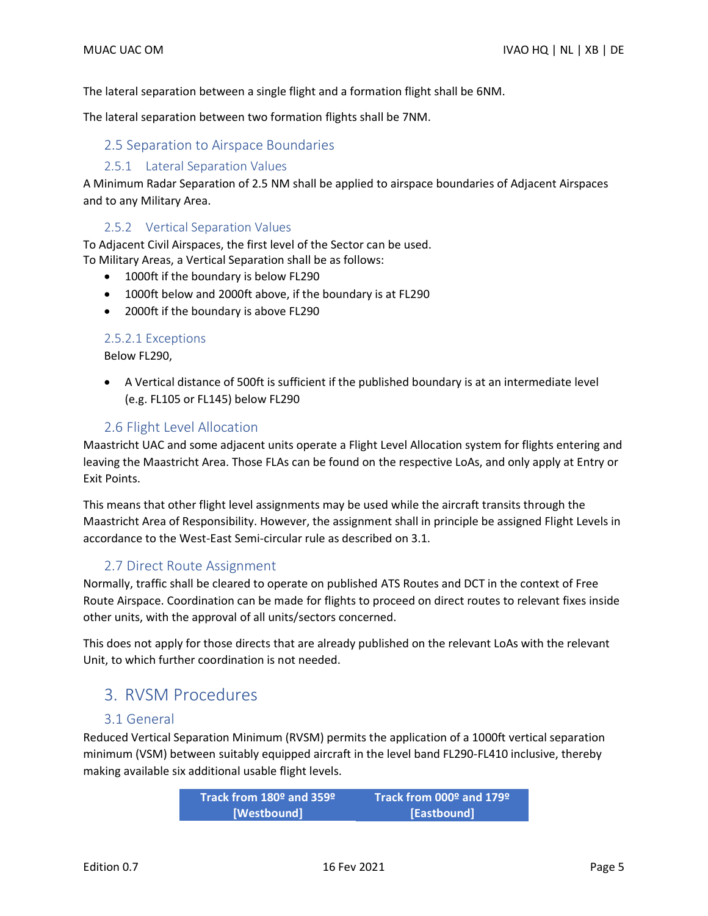The lateral separation between a single flight and a formation flight shall be 6NM.

The lateral separation between two formation flights shall be 7NM.

## 2.5 Separation to Airspace Boundaries

### 2.5.1 Lateral Separation Values

A Minimum Radar Separation of 2.5 NM shall be applied to airspace boundaries of Adjacent Airspaces and to any Military Area.

### 2.5.2 Vertical Separation Values

To Adjacent Civil Airspaces, the first level of the Sector can be used.
To Military Areas, a Vertical Separation shall be as follows:

- 1000ft if the boundary is below FL290
- 1000ft below and 2000ft above, if the boundary is at FL290
- 2000ft if the boundary is above FL290

#### 2.5.2.1 Exceptions

Below FL290,

- A Vertical distance of 500ft is sufficient if the published boundary is at an intermediate level (e.g. FL105 or FL145) below FL290

## 2.6 Flight Level Allocation

Maastricht UAC and some adjacent units operate a Flight Level Allocation system for flights entering and leaving the Maastricht Area. Those FLAs can be found on the respective LoAs, and only apply at Entry or Exit Points.

This means that other flight level assignments may be used while the aircraft transits through the Maastricht Area of Responsibility. However, the assignment shall in principle be assigned Flight Levels in accordance to the West-East Semi-circular rule as described on 3.1.

## 2.7 Direct Route Assignment

Normally, traffic shall be cleared to operate on published ATS Routes and DCT in the context of Free Route Airspace. Coordination can be made for flights to proceed on direct routes to relevant fixes inside other units, with the approval of all units/sectors concerned.

This does not apply for those directs that are already published on the relevant LoAs with the relevant Unit, to which further coordination is not needed.

# 3. RVSM Procedures

## 3.1 General

Reduced Vertical Separation Minimum (RVSM) permits the application of a 1000ft vertical separation minimum (VSM) between suitably equipped aircraft in the level band FL290-FL410 inclusive, thereby making available six additional usable flight levels.

| Track from 180º and 359º [Westbound] | Track from 000º and 179º [Eastbound] |
|---|---|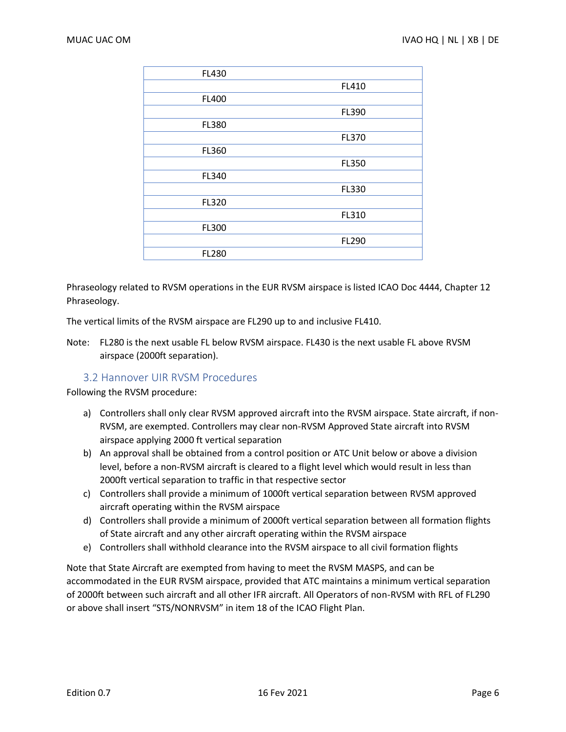| | |
|---|---|
| FL430 | |
| | FL410 |
| FL400 | |
| | FL390 |
| FL380 | |
| | FL370 |
| FL360 | |
| | FL350 |
| FL340 | |
| | FL330 |
| FL320 | |
| | FL310 |
| FL300 | |
| | FL290 |
| FL280 | |

Phraseology related to RVSM operations in the EUR RVSM airspace is listed ICAO Doc 4444, Chapter 12 Phraseology.

The vertical limits of the RVSM airspace are FL290 up to and inclusive FL410.

Note: FL280 is the next usable FL below RVSM airspace. FL430 is the next usable FL above RVSM airspace (2000ft separation).

## 3.2 Hannover UIR RVSM Procedures

Following the RVSM procedure:

a) Controllers shall only clear RVSM approved aircraft into the RVSM airspace. State aircraft, if non-RVSM, are exempted. Controllers may clear non-RVSM Approved State aircraft into RVSM airspace applying 2000 ft vertical separation
b) An approval shall be obtained from a control position or ATC Unit below or above a division level, before a non-RVSM aircraft is cleared to a flight level which would result in less than 2000ft vertical separation to traffic in that respective sector
c) Controllers shall provide a minimum of 1000ft vertical separation between RVSM approved aircraft operating within the RVSM airspace
d) Controllers shall provide a minimum of 2000ft vertical separation between all formation flights of State aircraft and any other aircraft operating within the RVSM airspace
e) Controllers shall withhold clearance into the RVSM airspace to all civil formation flights

Note that State Aircraft are exempted from having to meet the RVSM MASPS, and can be accommodated in the EUR RVSM airspace, provided that ATC maintains a minimum vertical separation of 2000ft between such aircraft and all other IFR aircraft. All Operators of non-RVSM with RFL of FL290 or above shall insert "STS/NONRVSM" in item 18 of the ICAO Flight Plan.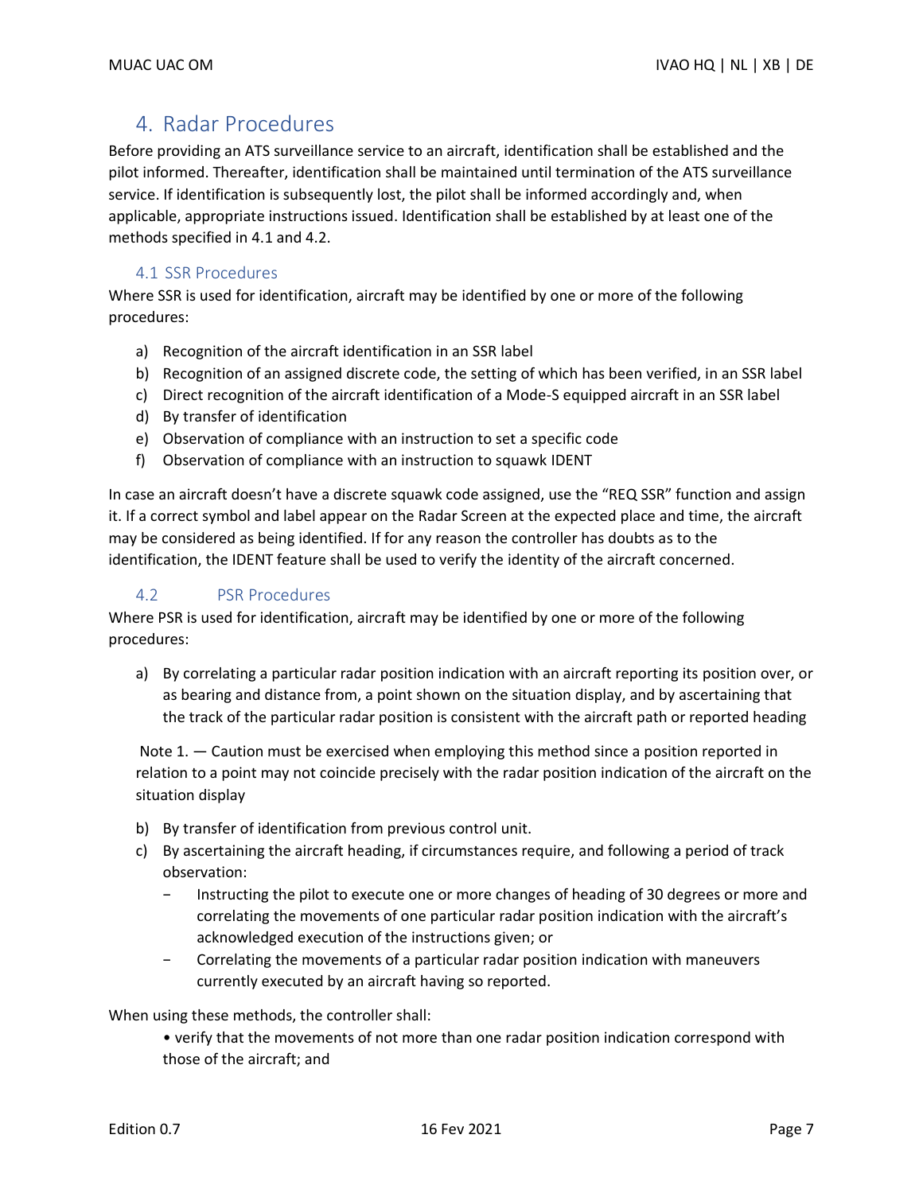# 4. Radar Procedures

Before providing an ATS surveillance service to an aircraft, identification shall be established and the pilot informed. Thereafter, identification shall be maintained until termination of the ATS surveillance service. If identification is subsequently lost, the pilot shall be informed accordingly and, when applicable, appropriate instructions issued. Identification shall be established by at least one of the methods specified in 4.1 and 4.2.

## 4.1 SSR Procedures

Where SSR is used for identification, aircraft may be identified by one or more of the following procedures:

a) Recognition of the aircraft identification in an SSR label
b) Recognition of an assigned discrete code, the setting of which has been verified, in an SSR label
c) Direct recognition of the aircraft identification of a Mode-S equipped aircraft in an SSR label
d) By transfer of identification
e) Observation of compliance with an instruction to set a specific code
f) Observation of compliance with an instruction to squawk IDENT

In case an aircraft doesn't have a discrete squawk code assigned, use the "REQ SSR" function and assign it. If a correct symbol and label appear on the Radar Screen at the expected place and time, the aircraft may be considered as being identified. If for any reason the controller has doubts as to the identification, the IDENT feature shall be used to verify the identity of the aircraft concerned.

## 4.2 PSR Procedures

Where PSR is used for identification, aircraft may be identified by one or more of the following procedures:

a) By correlating a particular radar position indication with an aircraft reporting its position over, or as bearing and distance from, a point shown on the situation display, and by ascertaining that the track of the particular radar position is consistent with the aircraft path or reported heading

Note 1. — Caution must be exercised when employing this method since a position reported in relation to a point may not coincide precisely with the radar position indication of the aircraft on the situation display

b) By transfer of identification from previous control unit.
c) By ascertaining the aircraft heading, if circumstances require, and following a period of track observation:
   - Instructing the pilot to execute one or more changes of heading of 30 degrees or more and correlating the movements of one particular radar position indication with the aircraft's acknowledged execution of the instructions given; or
   - Correlating the movements of a particular radar position indication with maneuvers currently executed by an aircraft having so reported.

When using these methods, the controller shall:

- verify that the movements of not more than one radar position indication correspond with those of the aircraft; and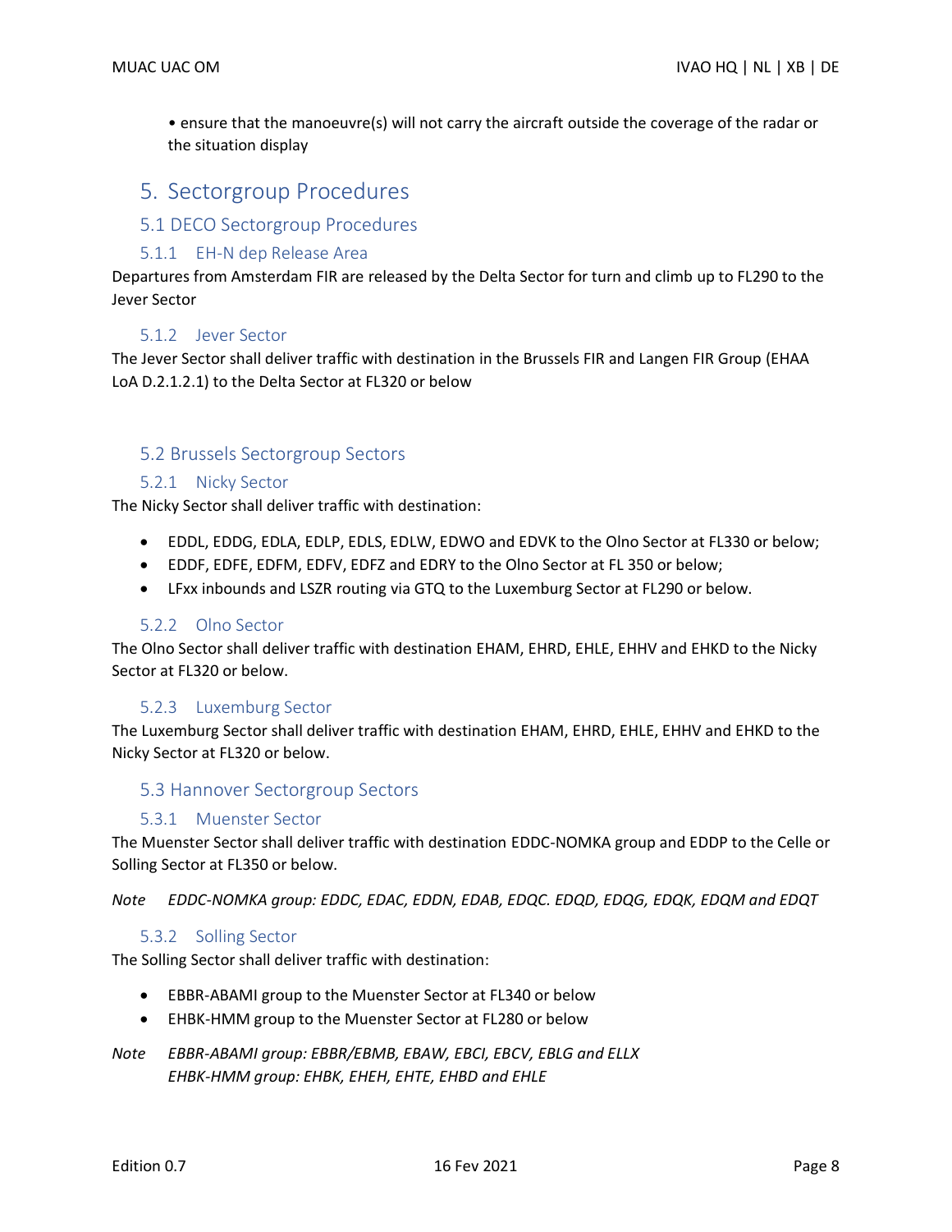• ensure that the manoeuvre(s) will not carry the aircraft outside the coverage of the radar or the situation display

# 5. Sectorgroup Procedures

## 5.1 DECO Sectorgroup Procedures

### 5.1.1 EH-N dep Release Area

Departures from Amsterdam FIR are released by the Delta Sector for turn and climb up to FL290 to the Jever Sector

### 5.1.2 Jever Sector

The Jever Sector shall deliver traffic with destination in the Brussels FIR and Langen FIR Group (EHAA LoA D.2.1.2.1) to the Delta Sector at FL320 or below

## 5.2 Brussels Sectorgroup Sectors

### 5.2.1 Nicky Sector

The Nicky Sector shall deliver traffic with destination:

- EDDL, EDDG, EDLA, EDLP, EDLS, EDLW, EDWO and EDVK to the Olno Sector at FL330 or below;
- EDDF, EDFE, EDFM, EDFV, EDFZ and EDRY to the Olno Sector at FL 350 or below;
- LFxx inbounds and LSZR routing via GTQ to the Luxemburg Sector at FL290 or below.

### 5.2.2 Olno Sector

The Olno Sector shall deliver traffic with destination EHAM, EHRD, EHLE, EHHV and EHKD to the Nicky Sector at FL320 or below.

### 5.2.3 Luxemburg Sector

The Luxemburg Sector shall deliver traffic with destination EHAM, EHRD, EHLE, EHHV and EHKD to the Nicky Sector at FL320 or below.

## 5.3 Hannover Sectorgroup Sectors

### 5.3.1 Muenster Sector

The Muenster Sector shall deliver traffic with destination EDDC-NOMKA group and EDDP to the Celle or Solling Sector at FL350 or below.

*Note EDDC-NOMKA group: EDDC, EDAC, EDDN, EDAB, EDQC. EDQD, EDQG, EDQK, EDQM and EDQT*

### 5.3.2 Solling Sector

The Solling Sector shall deliver traffic with destination:

- EBBR-ABAMI group to the Muenster Sector at FL340 or below
- EHBK-HMM group to the Muenster Sector at FL280 or below

*Note EBBR-ABAMI group: EBBR/EBMB, EBAW, EBCI, EBCV, EBLG and ELLX*
*EHBK-HMM group: EHBK, EHEH, EHTE, EHBD and EHLE*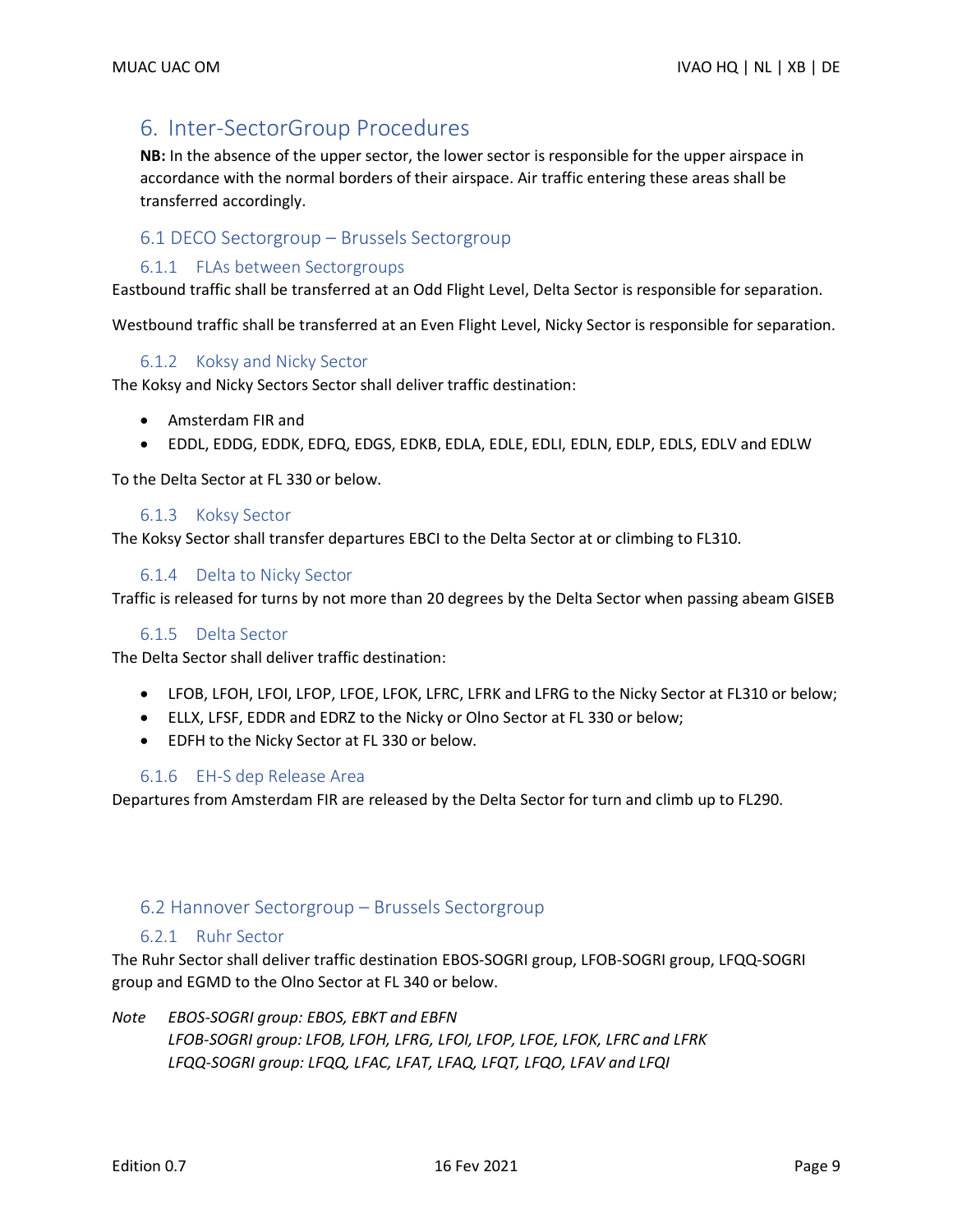# 6. Inter-SectorGroup Procedures

**NB:** In the absence of the upper sector, the lower sector is responsible for the upper airspace in accordance with the normal borders of their airspace. Air traffic entering these areas shall be transferred accordingly.

## 6.1 DECO Sectorgroup – Brussels Sectorgroup

### 6.1.1 FLAs between Sectorgroups

Eastbound traffic shall be transferred at an Odd Flight Level, Delta Sector is responsible for separation.

Westbound traffic shall be transferred at an Even Flight Level, Nicky Sector is responsible for separation.

### 6.1.2 Koksy and Nicky Sector

The Koksy and Nicky Sectors Sector shall deliver traffic destination:

- Amsterdam FIR and
- EDDL, EDDG, EDDK, EDFQ, EDGS, EDKB, EDLA, EDLE, EDLI, EDLN, EDLP, EDLS, EDLV and EDLW

To the Delta Sector at FL 330 or below.

### 6.1.3 Koksy Sector

The Koksy Sector shall transfer departures EBCI to the Delta Sector at or climbing to FL310.

### 6.1.4 Delta to Nicky Sector

Traffic is released for turns by not more than 20 degrees by the Delta Sector when passing abeam GISEB

### 6.1.5 Delta Sector

The Delta Sector shall deliver traffic destination:

- LFOB, LFOH, LFOI, LFOP, LFOE, LFOK, LFRC, LFRK and LFRG to the Nicky Sector at FL310 or below;
- ELLX, LFSF, EDDR and EDRZ to the Nicky or Olno Sector at FL 330 or below;
- EDFH to the Nicky Sector at FL 330 or below.

### 6.1.6 EH-S dep Release Area

Departures from Amsterdam FIR are released by the Delta Sector for turn and climb up to FL290.

## 6.2 Hannover Sectorgroup – Brussels Sectorgroup

### 6.2.1 Ruhr Sector

The Ruhr Sector shall deliver traffic destination EBOS-SOGRI group, LFOB-SOGRI group, LFQQ-SOGRI group and EGMD to the Olno Sector at FL 340 or below.

*Note EBOS-SOGRI group: EBOS, EBKT and EBFN*
*LFOB-SOGRI group: LFOB, LFOH, LFRG, LFOI, LFOP, LFOE, LFOK, LFRC and LFRK*
*LFQQ-SOGRI group: LFQQ, LFAC, LFAT, LFAQ, LFQT, LFQO, LFAV and LFQI*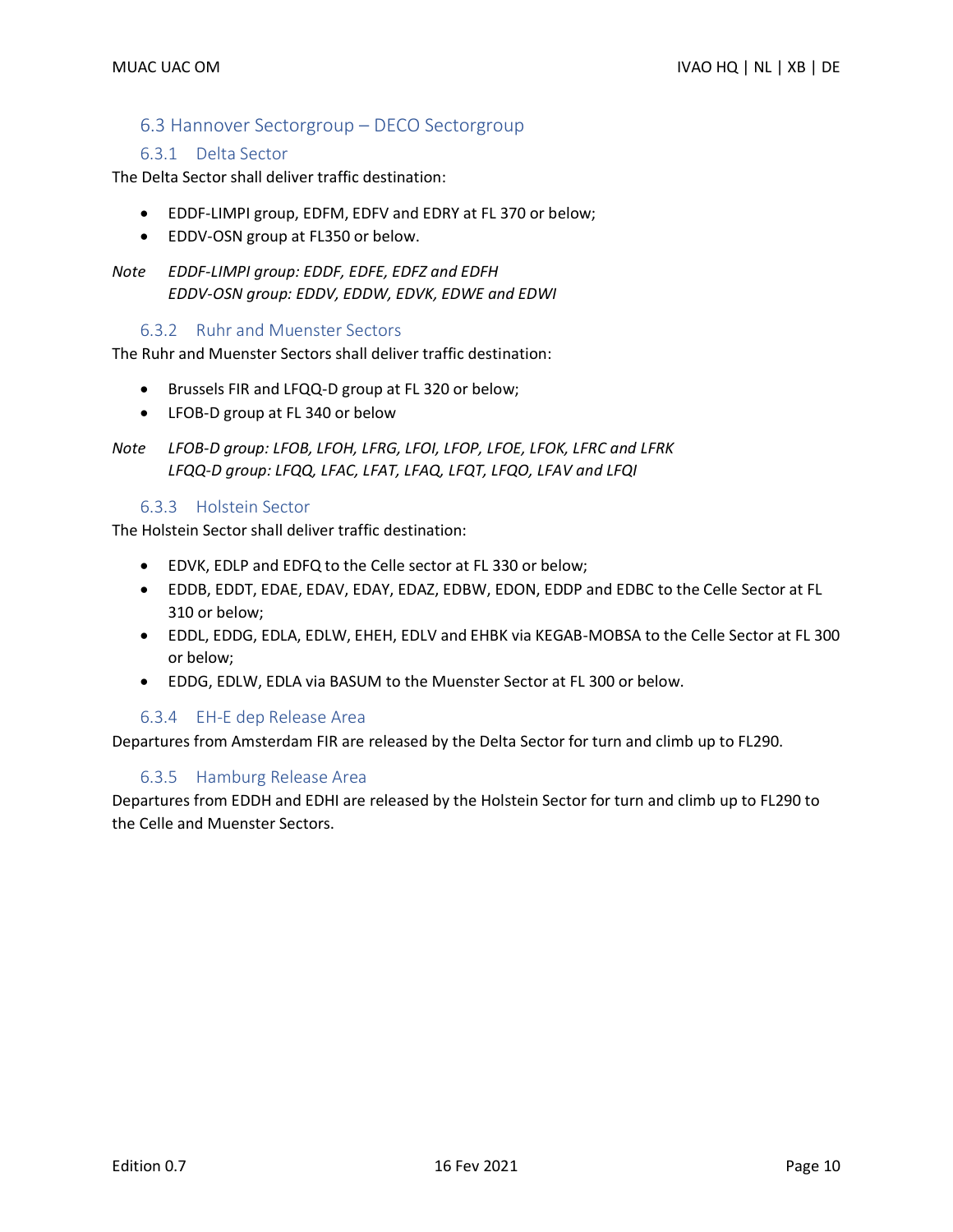## 6.3 Hannover Sectorgroup – DECO Sectorgroup

### 6.3.1 Delta Sector

The Delta Sector shall deliver traffic destination:

- EDDF-LIMPI group, EDFM, EDFV and EDRY at FL 370 or below;
- EDDV-OSN group at FL350 or below.

*Note* *EDDF-LIMPI group: EDDF, EDFE, EDFZ and EDFH*
*EDDV-OSN group: EDDV, EDDW, EDVK, EDWE and EDWI*

### 6.3.2 Ruhr and Muenster Sectors

The Ruhr and Muenster Sectors shall deliver traffic destination:

- Brussels FIR and LFQQ-D group at FL 320 or below;
- LFOB-D group at FL 340 or below

*Note* *LFOB-D group: LFOB, LFOH, LFRG, LFOI, LFOP, LFOE, LFOK, LFRC and LFRK*
*LFQQ-D group: LFQQ, LFAC, LFAT, LFAQ, LFQT, LFQO, LFAV and LFQI*

### 6.3.3 Holstein Sector

The Holstein Sector shall deliver traffic destination:

- EDVK, EDLP and EDFQ to the Celle sector at FL 330 or below;
- EDDB, EDDT, EDAE, EDAV, EDAY, EDAZ, EDBW, EDON, EDDP and EDBC to the Celle Sector at FL 310 or below;
- EDDL, EDDG, EDLA, EDLW, EHEH, EDLV and EHBK via KEGAB-MOBSA to the Celle Sector at FL 300 or below;
- EDDG, EDLW, EDLA via BASUM to the Muenster Sector at FL 300 or below.

### 6.3.4 EH-E dep Release Area

Departures from Amsterdam FIR are released by the Delta Sector for turn and climb up to FL290.

### 6.3.5 Hamburg Release Area

Departures from EDDH and EDHI are released by the Holstein Sector for turn and climb up to FL290 to the Celle and Muenster Sectors.